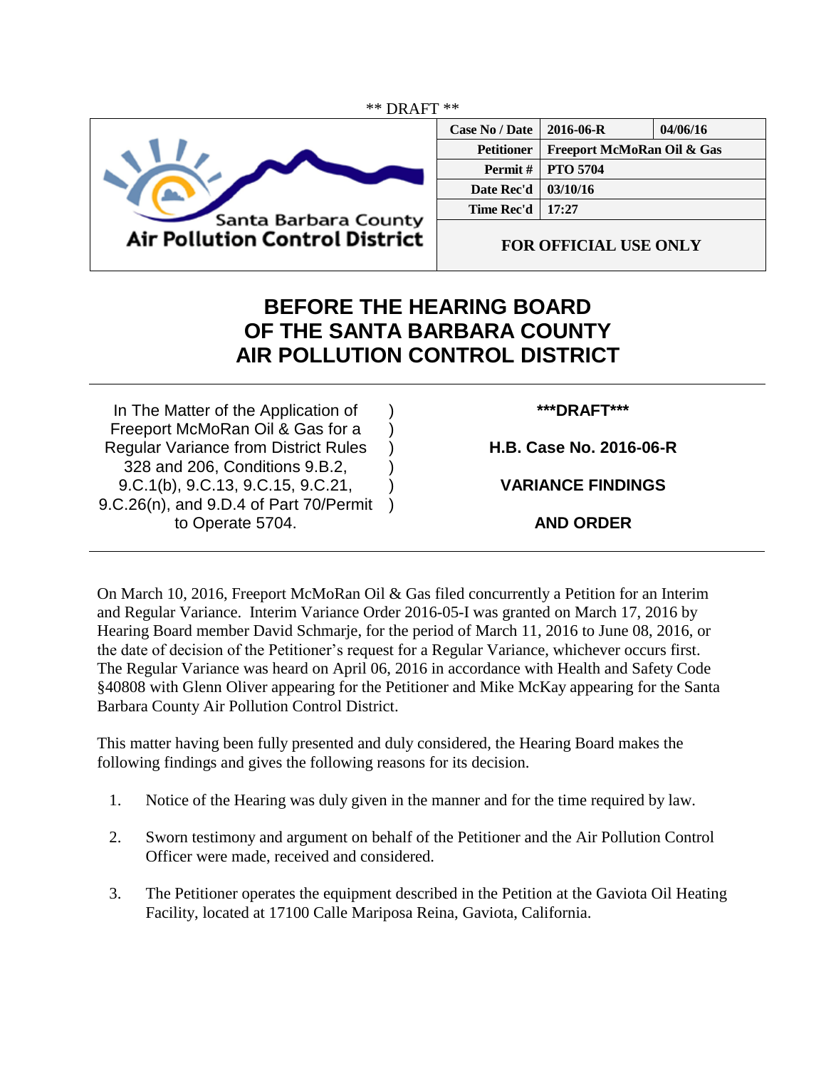** DRAFT **

Santa Barbara County
Air Pollution Control District

| Case No / Date | 2016-06-R | 04/06/16 |
|---|---|---|
| Petitioner | Freeport McMoRan Oil & Gas | |
| Permit # | PTO 5704 | |
| Date Rec'd | 03/10/16 | |
| Time Rec'd | 17:27 | |
| FOR OFFICIAL USE ONLY | | |

# BEFORE THE HEARING BOARD OF THE SANTA BARBARA COUNTY AIR POLLUTION CONTROL DISTRICT

In The Matter of the Application of Freeport McMoRan Oil & Gas for a Regular Variance from District Rules 328 and 206, Conditions 9.B.2, 9.C.1(b), 9.C.13, 9.C.15, 9.C.21, 9.C.26(n), and 9.D.4 of Part 70/Permit to Operate 5704.

**\*\*\*DRAFT\*\*\***

**H.B. Case No. 2016-06-R**

**VARIANCE FINDINGS**

**AND ORDER**

On March 10, 2016, Freeport McMoRan Oil & Gas filed concurrently a Petition for an Interim and Regular Variance. Interim Variance Order 2016-05-I was granted on March 17, 2016 by Hearing Board member David Schmarje, for the period of March 11, 2016 to June 08, 2016, or the date of decision of the Petitioner's request for a Regular Variance, whichever occurs first. The Regular Variance was heard on April 06, 2016 in accordance with Health and Safety Code §40808 with Glenn Oliver appearing for the Petitioner and Mike McKay appearing for the Santa Barbara County Air Pollution Control District.

This matter having been fully presented and duly considered, the Hearing Board makes the following findings and gives the following reasons for its decision.

1. Notice of the Hearing was duly given in the manner and for the time required by law.

2. Sworn testimony and argument on behalf of the Petitioner and the Air Pollution Control Officer were made, received and considered.

3. The Petitioner operates the equipment described in the Petition at the Gaviota Oil Heating Facility, located at 17100 Calle Mariposa Reina, Gaviota, California.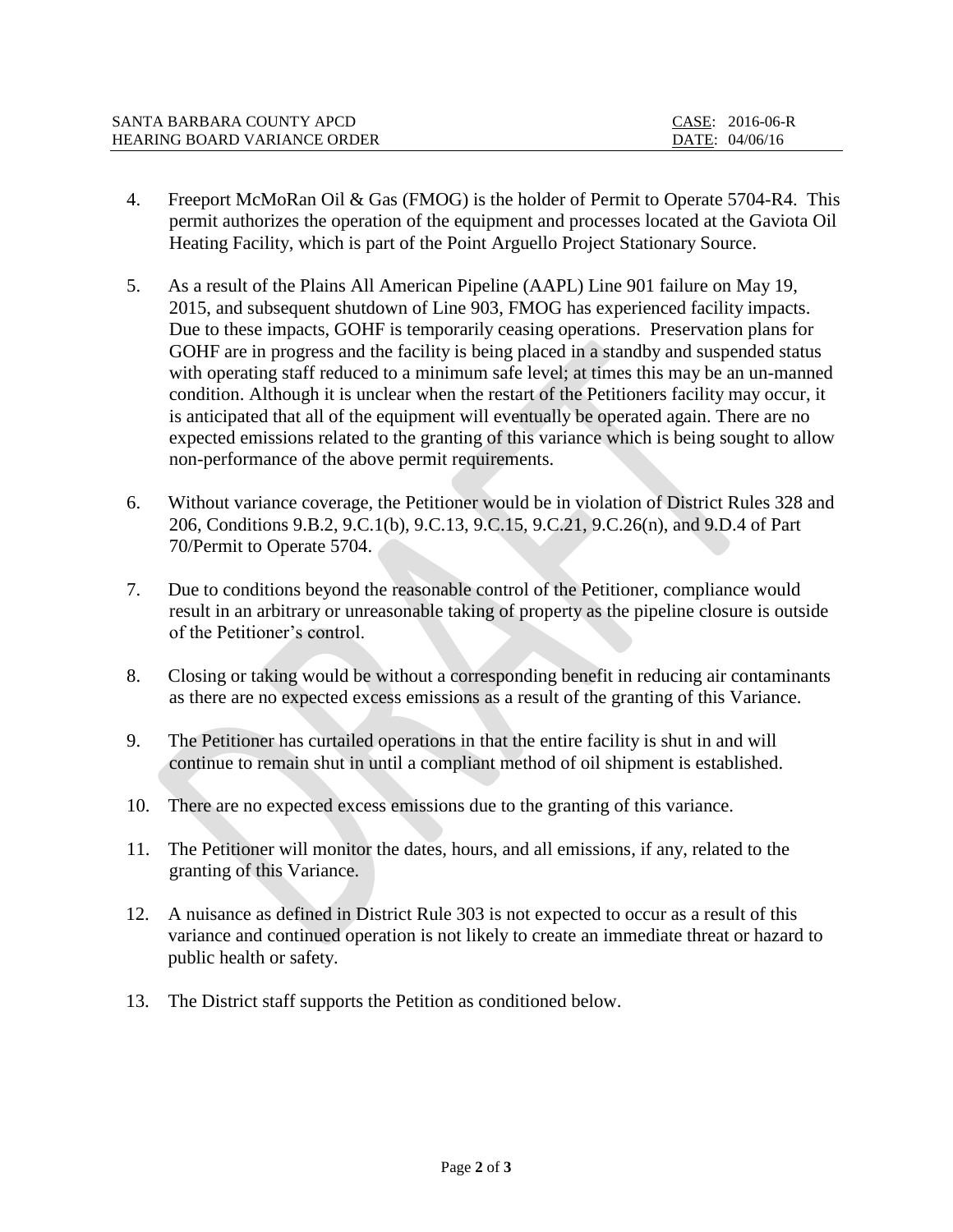4. Freeport McMoRan Oil & Gas (FMOG) is the holder of Permit to Operate 5704-R4. This permit authorizes the operation of the equipment and processes located at the Gaviota Oil Heating Facility, which is part of the Point Arguello Project Stationary Source.

5. As a result of the Plains All American Pipeline (AAPL) Line 901 failure on May 19, 2015, and subsequent shutdown of Line 903, FMOG has experienced facility impacts. Due to these impacts, GOHF is temporarily ceasing operations. Preservation plans for GOHF are in progress and the facility is being placed in a standby and suspended status with operating staff reduced to a minimum safe level; at times this may be an un-manned condition. Although it is unclear when the restart of the Petitioners facility may occur, it is anticipated that all of the equipment will eventually be operated again. There are no expected emissions related to the granting of this variance which is being sought to allow non-performance of the above permit requirements.

6. Without variance coverage, the Petitioner would be in violation of District Rules 328 and 206, Conditions 9.B.2, 9.C.1(b), 9.C.13, 9.C.15, 9.C.21, 9.C.26(n), and 9.D.4 of Part 70/Permit to Operate 5704.

7. Due to conditions beyond the reasonable control of the Petitioner, compliance would result in an arbitrary or unreasonable taking of property as the pipeline closure is outside of the Petitioner's control.

8. Closing or taking would be without a corresponding benefit in reducing air contaminants as there are no expected excess emissions as a result of the granting of this Variance.

9. The Petitioner has curtailed operations in that the entire facility is shut in and will continue to remain shut in until a compliant method of oil shipment is established.

10. There are no expected excess emissions due to the granting of this variance.

11. The Petitioner will monitor the dates, hours, and all emissions, if any, related to the granting of this Variance.

12. A nuisance as defined in District Rule 303 is not expected to occur as a result of this variance and continued operation is not likely to create an immediate threat or hazard to public health or safety.

13. The District staff supports the Petition as conditioned below.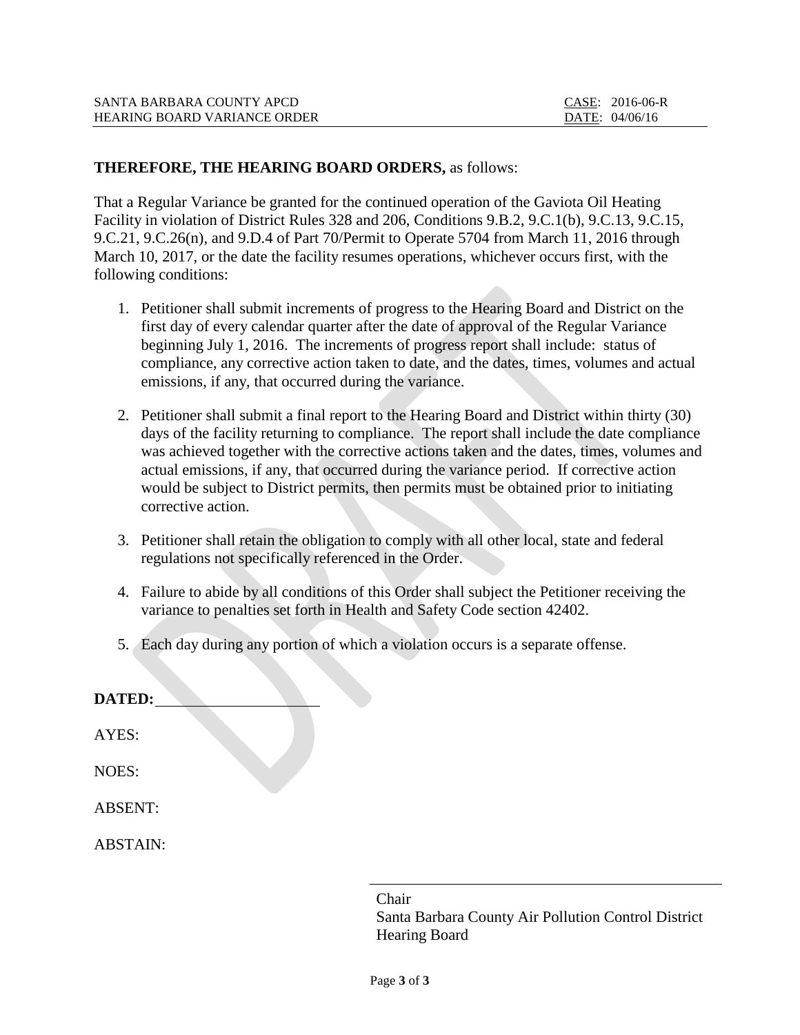**THEREFORE, THE HEARING BOARD ORDERS,** as follows:

That a Regular Variance be granted for the continued operation of the Gaviota Oil Heating Facility in violation of District Rules 328 and 206, Conditions 9.B.2, 9.C.1(b), 9.C.13, 9.C.15, 9.C.21, 9.C.26(n), and 9.D.4 of Part 70/Permit to Operate 5704 from March 11, 2016 through March 10, 2017, or the date the facility resumes operations, whichever occurs first, with the following conditions:

1. Petitioner shall submit increments of progress to the Hearing Board and District on the first day of every calendar quarter after the date of approval of the Regular Variance beginning July 1, 2016. The increments of progress report shall include: status of compliance, any corrective action taken to date, and the dates, times, volumes and actual emissions, if any, that occurred during the variance.

2. Petitioner shall submit a final report to the Hearing Board and District within thirty (30) days of the facility returning to compliance. The report shall include the date compliance was achieved together with the corrective actions taken and the dates, times, volumes and actual emissions, if any, that occurred during the variance period. If corrective action would be subject to District permits, then permits must be obtained prior to initiating corrective action.

3. Petitioner shall retain the obligation to comply with all other local, state and federal regulations not specifically referenced in the Order.

4. Failure to abide by all conditions of this Order shall subject the Petitioner receiving the variance to penalties set forth in Health and Safety Code section 42402.

5. Each day during any portion of which a violation occurs is a separate offense.

**DATED:** ____________________

AYES:

NOES:

ABSENT:

ABSTAIN:

\_\_\_\_\_\_\_\_\_\_\_\_\_\_\_\_\_\_\_\_\_\_\_\_\_\_\_\_\_\_\_\_\_\_\_\_

Chair
Santa Barbara County Air Pollution Control District
Hearing Board